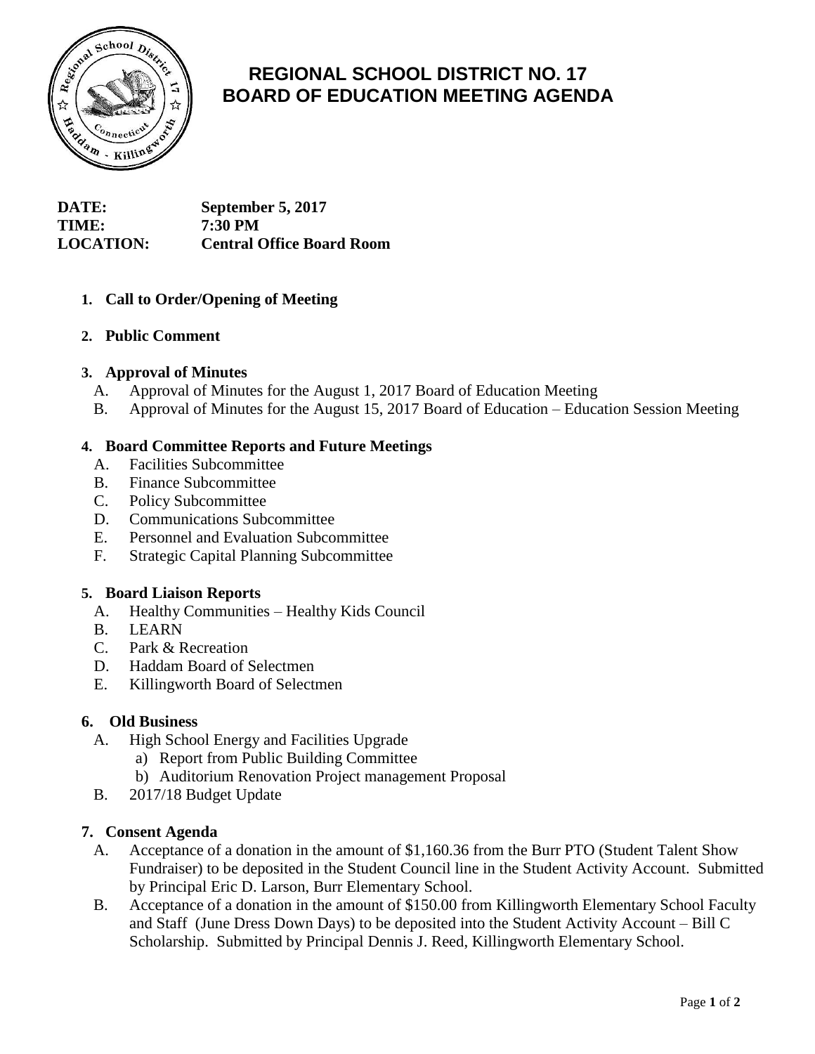# REGIONAL SCHOOL DISTRICT NO. 17
# BOARD OF EDUCATION MEETING AGENDA

**DATE:** September 5, 2017
**TIME:** 7:30 PM
**LOCATION:** Central Office Board Room

1. **Call to Order/Opening of Meeting**

2. **Public Comment**

3. **Approval of Minutes**
   - A. Approval of Minutes for the August 1, 2017 Board of Education Meeting
   - B. Approval of Minutes for the August 15, 2017 Board of Education – Education Session Meeting

4. **Board Committee Reports and Future Meetings**
   - A. Facilities Subcommittee
   - B. Finance Subcommittee
   - C. Policy Subcommittee
   - D. Communications Subcommittee
   - E. Personnel and Evaluation Subcommittee
   - F. Strategic Capital Planning Subcommittee

5. **Board Liaison Reports**
   - A. Healthy Communities – Healthy Kids Council
   - B. LEARN
   - C. Park & Recreation
   - D. Haddam Board of Selectmen
   - E. Killingworth Board of Selectmen

6. **Old Business**
   - A. High School Energy and Facilities Upgrade
     - a) Report from Public Building Committee
     - b) Auditorium Renovation Project management Proposal
   - B. 2017/18 Budget Update

7. **Consent Agenda**
   - A. Acceptance of a donation in the amount of $1,160.36 from the Burr PTO (Student Talent Show Fundraiser) to be deposited in the Student Council line in the Student Activity Account. Submitted by Principal Eric D. Larson, Burr Elementary School.
   - B. Acceptance of a donation in the amount of $150.00 from Killingworth Elementary School Faculty and Staff (June Dress Down Days) to be deposited into the Student Activity Account – Bill C Scholarship. Submitted by Principal Dennis J. Reed, Killingworth Elementary School.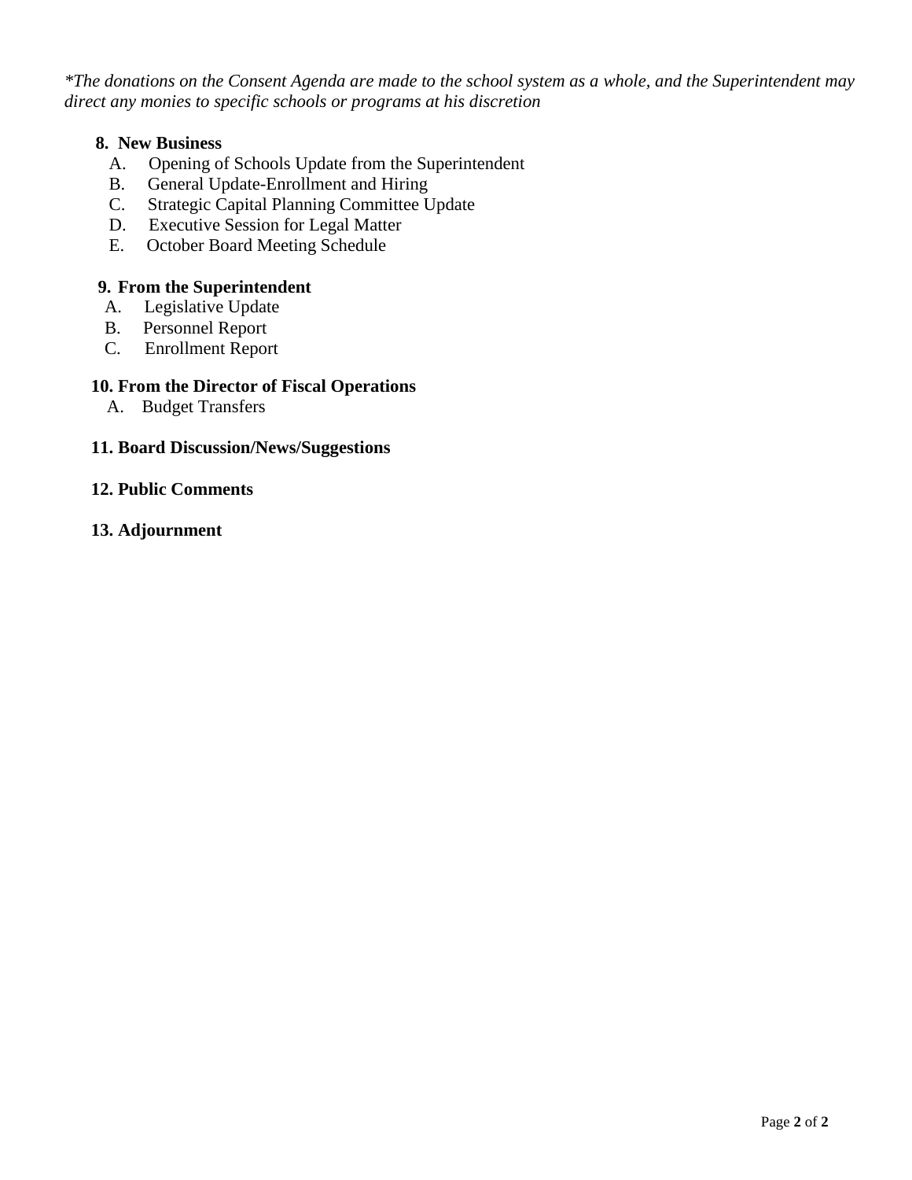*\*The donations on the Consent Agenda are made to the school system as a whole, and the Superintendent may direct any monies to specific schools or programs at his discretion*

**8. New Business**

A. Opening of Schools Update from the Superintendent
B. General Update-Enrollment and Hiring
C. Strategic Capital Planning Committee Update
D. Executive Session for Legal Matter
E. October Board Meeting Schedule

**9. From the Superintendent**

A. Legislative Update
B. Personnel Report
C. Enrollment Report

**10. From the Director of Fiscal Operations**

A. Budget Transfers

**11. Board Discussion/News/Suggestions**

**12. Public Comments**

**13. Adjournment**